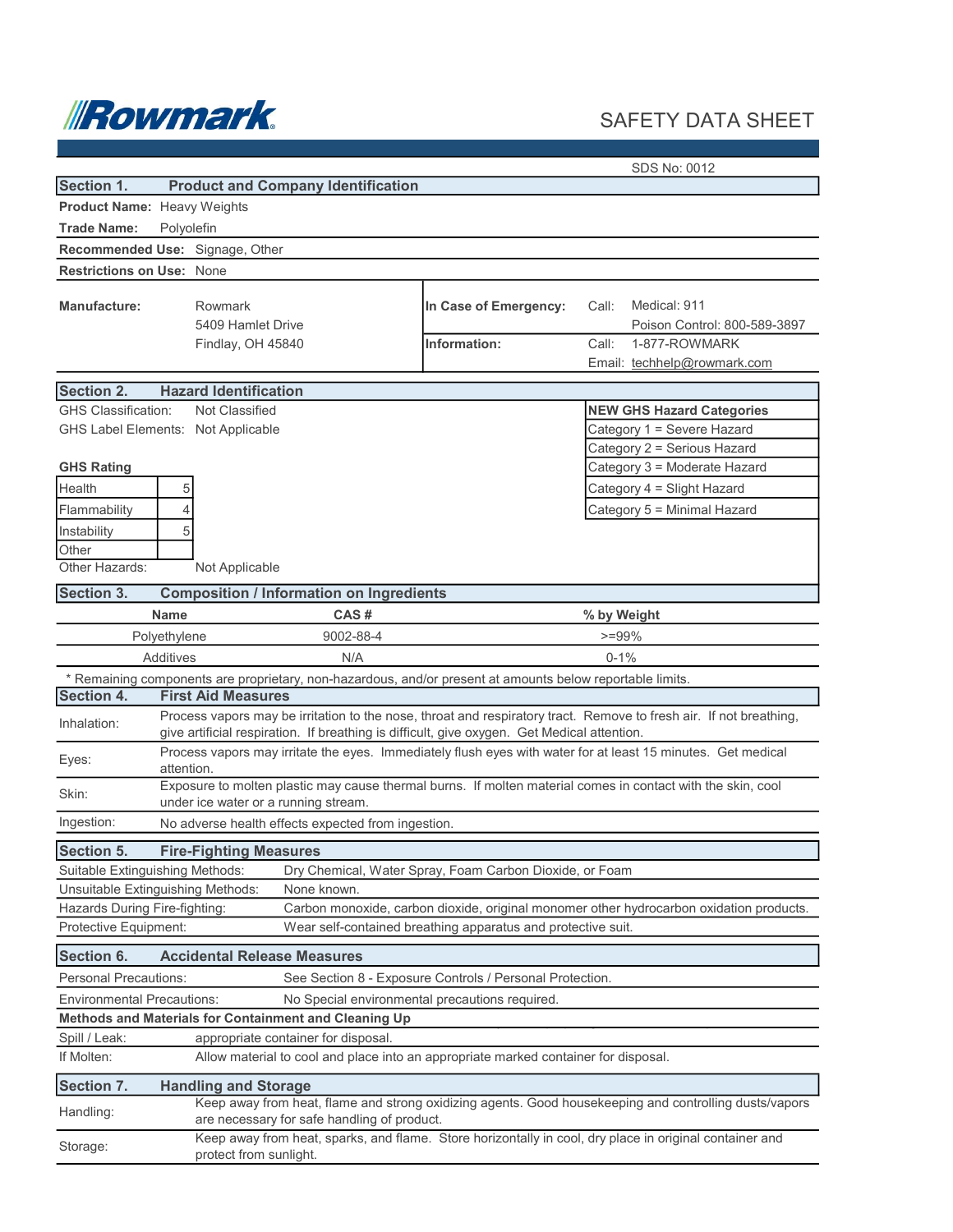# Rowmark

## SAFETY DATA SHEET

SDS No: 0012

## Section 1. Product and Company Identification

**Product Name:** Heavy Weights

**Trade Name:** Polyolefin

**Recommended Use:** Signage, Other

**Restrictions on Use:** None

**Manufacture:** Rowmark
5409 Hamlet Drive
Findlay, OH 45840

**In Case of Emergency:** Call: Medical: 911
Poison Control: 800-589-3897

**Information:** Call: 1-877-ROWMARK
Email: techhelp@rowmark.com

## Section 2. Hazard Identification

GHS Classification: Not Classified

GHS Label Elements: Not Applicable

**GHS Rating**

| | |
|---|---|
| Health | 5 |
| Flammability | 4 |
| Instability | 5 |
| Other | |

Other Hazards: Not Applicable

| **NEW GHS Hazard Categories** |
|---|
| Category 1 = Severe Hazard |
| Category 2 = Serious Hazard |
| Category 3 = Moderate Hazard |
| Category 4 = Slight Hazard |
| Category 5 = Minimal Hazard |

## Section 3. Composition / Information on Ingredients

| Name | CAS # | % by Weight |
|---|---|---|
| Polyethylene | 9002-88-4 | >=99% |
| Additives | N/A | 0-1% |

* Remaining components are proprietary, non-hazardous, and/or present at amounts below reportable limits.

## Section 4. First Aid Measures

| | |
|---|---|
| Inhalation: | Process vapors may be irritation to the nose, throat and respiratory tract. Remove to fresh air. If not breathing, give artificial respiration. If breathing is difficult, give oxygen. Get Medical attention. |
| Eyes: | Process vapors may irritate the eyes. Immediately flush eyes with water for at least 15 minutes. Get medical attention. |
| Skin: | Exposure to molten plastic may cause thermal burns. If molten material comes in contact with the skin, cool under ice water or a running stream. |
| Ingestion: | No adverse health effects expected from ingestion. |

## Section 5. Fire-Fighting Measures

| | |
|---|---|
| Suitable Extinguishing Methods: | Dry Chemical, Water Spray, Foam Carbon Dioxide, or Foam |
| Unsuitable Extinguishing Methods: | None known. |
| Hazards During Fire-fighting: | Carbon monoxide, carbon dioxide, original monomer other hydrocarbon oxidation products. |
| Protective Equipment: | Wear self-contained breathing apparatus and protective suit. |

## Section 6. Accidental Release Measures

| | |
|---|---|
| Personal Precautions: | See Section 8 - Exposure Controls / Personal Protection. |
| Environmental Precautions: | No Special environmental precautions required. |

**Methods and Materials for Containment and Cleaning Up**

| | |
|---|---|
| Spill / Leak: | appropriate container for disposal. |
| If Molten: | Allow material to cool and place into an appropriate marked container for disposal. |

## Section 7. Handling and Storage

| | |
|---|---|
| Handling: | Keep away from heat, flame and strong oxidizing agents. Good housekeeping and controlling dusts/vapors are necessary for safe handling of product. |
| Storage: | Keep away from heat, sparks, and flame. Store horizontally in cool, dry place in original container and protect from sunlight. |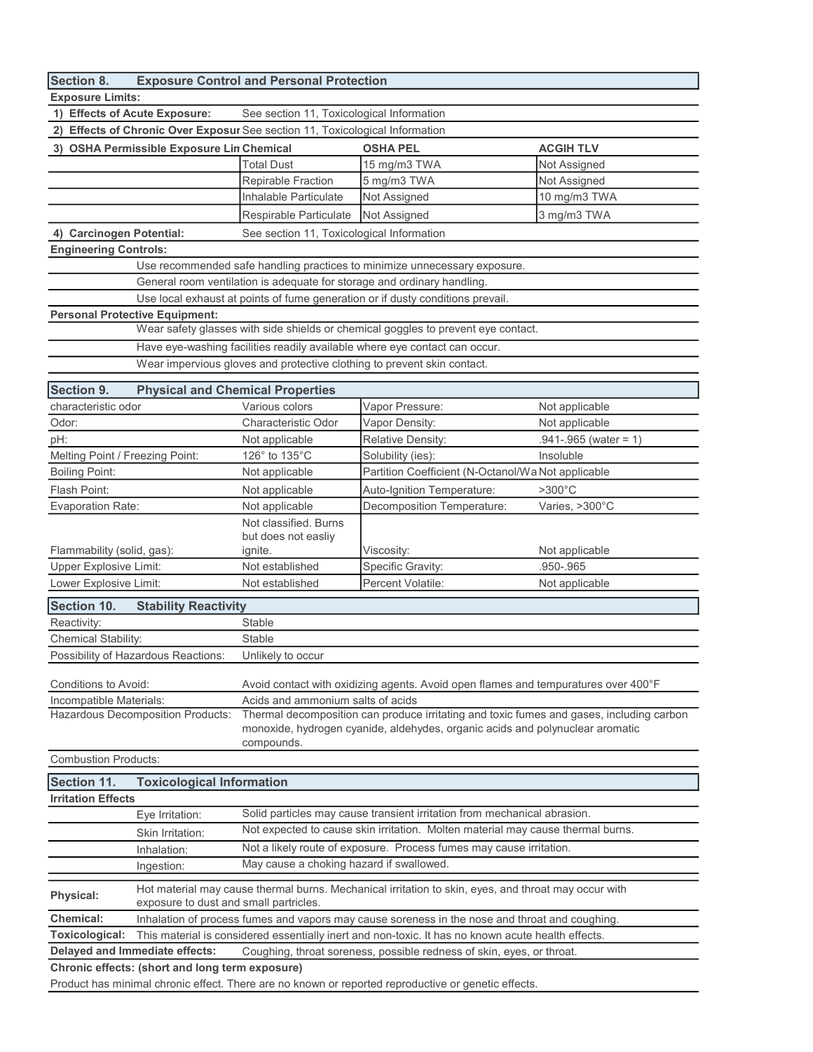## Section 8. Exposure Control and Personal Protection

**Exposure Limits:**

**1) Effects of Acute Exposure:** See section 11, Toxicological Information

**2) Effects of Chronic Over Exposur** See section 11, Toxicological Information

| 3) OSHA Permissible Exposure Lin | Chemical | OSHA PEL | ACGIH TLV |
|---|---|---|---|
| | Total Dust | 15 mg/m3 TWA | Not Assigned |
| | Repirable Fraction | 5 mg/m3 TWA | Not Assigned |
| | Inhalable Particulate | Not Assigned | 10 mg/m3 TWA |
| | Respirable Particulate | Not Assigned | 3 mg/m3 TWA |

**4) Carcinogen Potential:** See section 11, Toxicological Information

**Engineering Controls:**

Use recommended safe handling practices to minimize unnecessary exposure.

General room ventilation is adequate for storage and ordinary handling.

Use local exhaust at points of fume generation or if dusty conditions prevail.

**Personal Protective Equipment:**

Wear safety glasses with side shields or chemical goggles to prevent eye contact.

Have eye-washing facilities readily available where eye contact can occur.

Wear impervious gloves and protective clothing to prevent skin contact.

## Section 9. Physical and Chemical Properties

| | | | |
|---|---|---|---|
| characteristic odor | Various colors | Vapor Pressure: | Not applicable |
| Odor: | Characteristic Odor | Vapor Density: | Not applicable |
| pH: | Not applicable | Relative Density: | .941-.965 (water = 1) |
| Melting Point / Freezing Point: | 126° to 135°C | Solubility (ies): | Insoluble |
| Boiling Point: | Not applicable | Partition Coefficient (N-Octanol/Wa | Not applicable |
| Flash Point: | Not applicable | Auto-Ignition Temperature: | >300°C |
| Evaporation Rate: | Not applicable | Decomposition Temperature: | Varies, >300°C |
| Flammability (solid, gas): | Not classified. Burns but does not easliy ignite. | Viscosity: | Not applicable |
| Upper Explosive Limit: | Not established | Specific Gravity: | .950-.965 |
| Lower Explosive Limit: | Not established | Percent Volatile: | Not applicable |

## Section 10. Stability Reactivity

| | |
|---|---|
| Reactivity: | Stable |
| Chemical Stability: | Stable |
| Possibility of Hazardous Reactions: | Unlikely to occur |
| Conditions to Avoid: | Avoid contact with oxidizing agents. Avoid open flames and tempuratures over 400°F |
| Incompatible Materials: | Acids and ammonium salts of acids |
| Hazardous Decomposition Products: | Thermal decomposition can produce irritating and toxic fumes and gases, including carbon monoxide, hydrogen cyanide, aldehydes, organic acids and polynuclear aromatic compounds. |
| Combustion Products: | |

## Section 11. Toxicological Information

**Irritation Effects**

| | |
|---|---|
| Eye Irritation: | Solid particles may cause transient irritation from mechanical abrasion. |
| Skin Irritation: | Not expected to cause skin irritation. Molten material may cause thermal burns. |
| Inhalation: | Not a likely route of exposure. Process fumes may cause irritation. |
| Ingestion: | May cause a choking hazard if swallowed. |

**Physical:** Hot material may cause thermal burns. Mechanical irritation to skin, eyes, and throat may occur with exposure to dust and small partricles.

**Chemical:** Inhalation of process fumes and vapors may cause soreness in the nose and throat and coughing.

**Toxicological:** This material is considered essentially inert and non-toxic. It has no known acute health effects.

**Delayed and Immediate effects:** Coughing, throat soreness, possible redness of skin, eyes, or throat.

**Chronic effects: (short and long term exposure)**

Product has minimal chronic effect. There are no known or reported reproductive or genetic effects.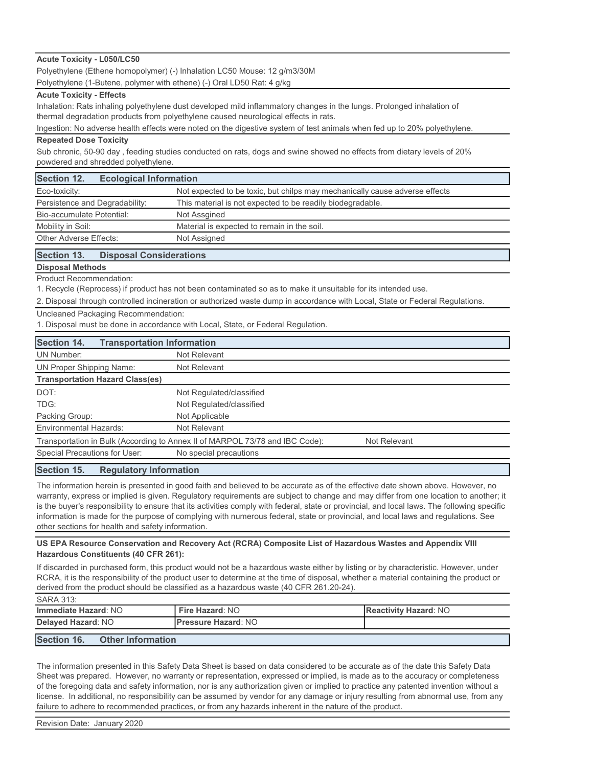**Acute Toxicity - L050/LC50**

Polyethylene (Ethene homopolymer) (-) Inhalation LC50 Mouse: 12 g/m3/30M

Polyethylene (1-Butene, polymer with ethene) (-) Oral LD50 Rat: 4 g/kg

**Acute Toxicity - Effects**

Inhalation: Rats inhaling polyethylene dust developed mild inflammatory changes in the lungs. Prolonged inhalation of thermal degradation products from polyethylene caused neurological effects in rats.

Ingestion: No adverse health effects were noted on the digestive system of test animals when fed up to 20% polyethylene.

**Repeated Dose Toxicity**

Sub chronic, 50-90 day , feeding studies conducted on rats, dogs and swine showed no effects from dietary levels of 20% powdered and shredded polyethylene.

## Section 12. Ecological Information

| | |
|---|---|
| Eco-toxicity: | Not expected to be toxic, but chilps may mechanically cause adverse effects |
| Persistence and Degradability: | This material is not expected to be readily biodegradable. |
| Bio-accumulate Potential: | Not Assgined |
| Mobility in Soil: | Material is expected to remain in the soil. |
| Other Adverse Effects: | Not Assigned |

## Section 13. Disposal Considerations

**Disposal Methods**

Product Recommendation:

1. Recycle (Reprocess) if product has not been contaminated so as to make it unsuitable for its intended use.
2. Disposal through controlled incineration or authorized waste dump in accordance with Local, State or Federal Regulations.

Uncleaned Packaging Recommendation:

1. Disposal must be done in accordance with Local, State, or Federal Regulation.

## Section 14. Transportation Information

| | |
|---|---|
| UN Number: | Not Relevant |
| UN Proper Shipping Name: | Not Relevant |
| **Transportation Hazard Class(es)** | |
| DOT: | Not Regulated/classified |
| TDG: | Not Regulated/classified |
| Packing Group: | Not Applicable |
| Environmental Hazards: | Not Relevant |
| Transportation in Bulk (According to Annex II of MARPOL 73/78 and IBC Code): | Not Relevant |
| Special Precautions for User: | No special precautions |

## Section 15. Regulatory Information

The information herein is presented in good faith and believed to be accurate as of the effective date shown above. However, no warranty, express or implied is given. Regulatory requirements are subject to change and may differ from one location to another; it is the buyer's responsibility to ensure that its activities comply with federal, state or provincial, and local laws. The following specific information is made for the purpose of complying with numerous federal, state or provincial, and local laws and regulations. See other sections for health and safety information.

**US EPA Resource Conservation and Recovery Act (RCRA) Composite List of Hazardous Wastes and Appendix VIII Hazardous Constituents (40 CFR 261):**

If discarded in purchased form, this product would not be a hazardous waste either by listing or by characteristic. However, under RCRA, it is the responsibility of the product user to determine at the time of disposal, whether a material containing the product or derived from the product should be classified as a hazardous waste (40 CFR 261.20-24).

SARA 313:

| | | |
|---|---|---|
| **Immediate Hazard**: NO | **Fire Hazard**: NO | **Reactivity Hazard**: NO |
| **Delayed Hazard**: NO | **Pressure Hazard**: NO | |

## Section 16. Other Information

The information presented in this Safety Data Sheet is based on data considered to be accurate as of the date this Safety Data Sheet was prepared. However, no warranty or representation, expressed or implied, is made as to the accuracy or completeness of the foregoing data and safety information, nor is any authorization given or implied to practice any patented invention without a license. In additional, no responsibility can be assumed by vendor for any damage or injury resulting from abnormal use, from any failure to adhere to recommended practices, or from any hazards inherent in the nature of the product.

Revision Date: January 2020